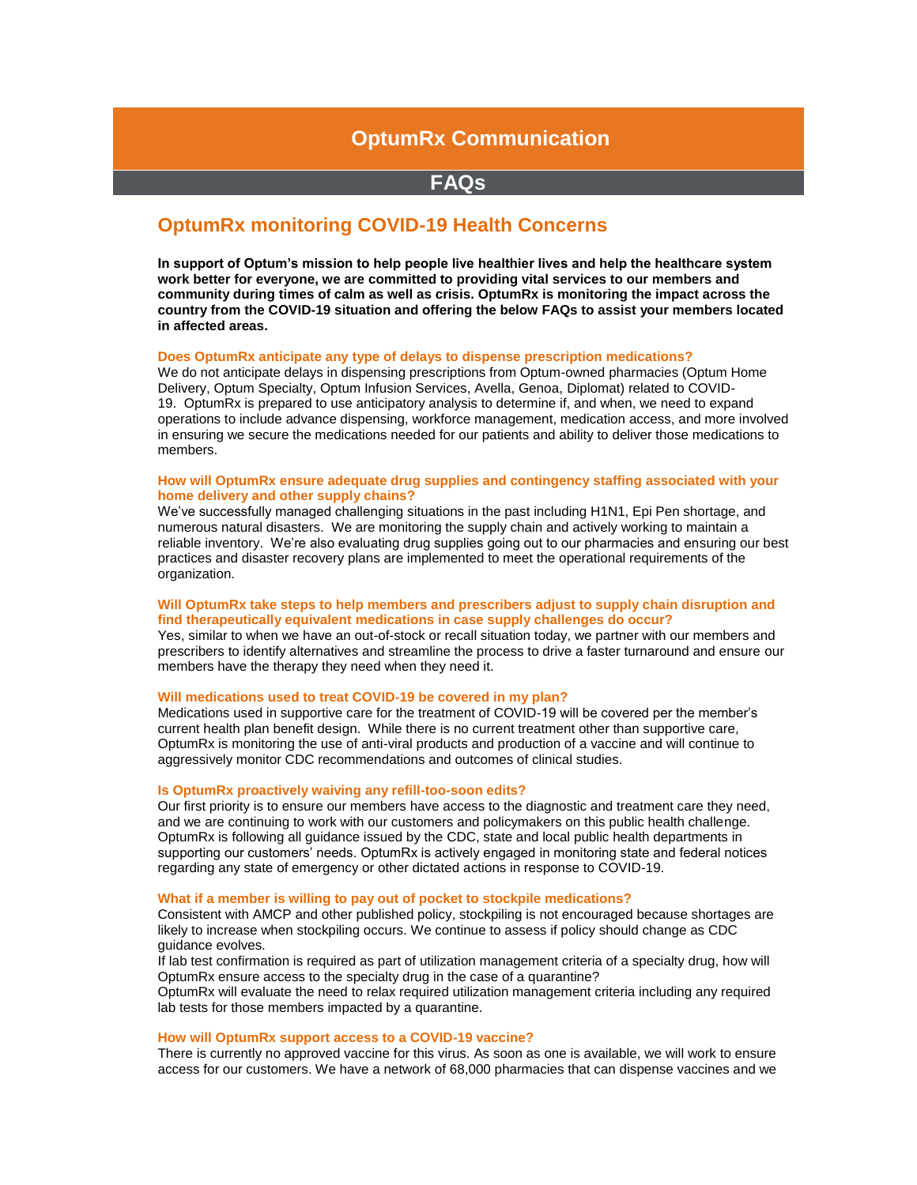# OptumRx Communication

## FAQs

## OptumRx monitoring COVID-19 Health Concerns

**In support of Optum's mission to help people live healthier lives and help the healthcare system work better for everyone, we are committed to providing vital services to our members and community during times of calm as well as crisis. OptumRx is monitoring the impact across the country from the COVID-19 situation and offering the below FAQs to assist your members located in affected areas.**

#### Does OptumRx anticipate any type of delays to dispense prescription medications?

We do not anticipate delays in dispensing prescriptions from Optum-owned pharmacies (Optum Home Delivery, Optum Specialty, Optum Infusion Services, Avella, Genoa, Diplomat) related to COVID-19. OptumRx is prepared to use anticipatory analysis to determine if, and when, we need to expand operations to include advance dispensing, workforce management, medication access, and more involved in ensuring we secure the medications needed for our patients and ability to deliver those medications to members.

#### How will OptumRx ensure adequate drug supplies and contingency staffing associated with your home delivery and other supply chains?

We've successfully managed challenging situations in the past including H1N1, Epi Pen shortage, and numerous natural disasters. We are monitoring the supply chain and actively working to maintain a reliable inventory. We're also evaluating drug supplies going out to our pharmacies and ensuring our best practices and disaster recovery plans are implemented to meet the operational requirements of the organization.

#### Will OptumRx take steps to help members and prescribers adjust to supply chain disruption and find therapeutically equivalent medications in case supply challenges do occur?

Yes, similar to when we have an out-of-stock or recall situation today, we partner with our members and prescribers to identify alternatives and streamline the process to drive a faster turnaround and ensure our members have the therapy they need when they need it.

#### Will medications used to treat COVID-19 be covered in my plan?

Medications used in supportive care for the treatment of COVID-19 will be covered per the member's current health plan benefit design. While there is no current treatment other than supportive care, OptumRx is monitoring the use of anti-viral products and production of a vaccine and will continue to aggressively monitor CDC recommendations and outcomes of clinical studies.

#### Is OptumRx proactively waiving any refill-too-soon edits?

Our first priority is to ensure our members have access to the diagnostic and treatment care they need, and we are continuing to work with our customers and policymakers on this public health challenge. OptumRx is following all guidance issued by the CDC, state and local public health departments in supporting our customers' needs. OptumRx is actively engaged in monitoring state and federal notices regarding any state of emergency or other dictated actions in response to COVID-19.

#### What if a member is willing to pay out of pocket to stockpile medications?

Consistent with AMCP and other published policy, stockpiling is not encouraged because shortages are likely to increase when stockpiling occurs. We continue to assess if policy should change as CDC guidance evolves.

If lab test confirmation is required as part of utilization management criteria of a specialty drug, how will OptumRx ensure access to the specialty drug in the case of a quarantine?

OptumRx will evaluate the need to relax required utilization management criteria including any required lab tests for those members impacted by a quarantine.

#### How will OptumRx support access to a COVID-19 vaccine?

There is currently no approved vaccine for this virus. As soon as one is available, we will work to ensure access for our customers. We have a network of 68,000 pharmacies that can dispense vaccines and we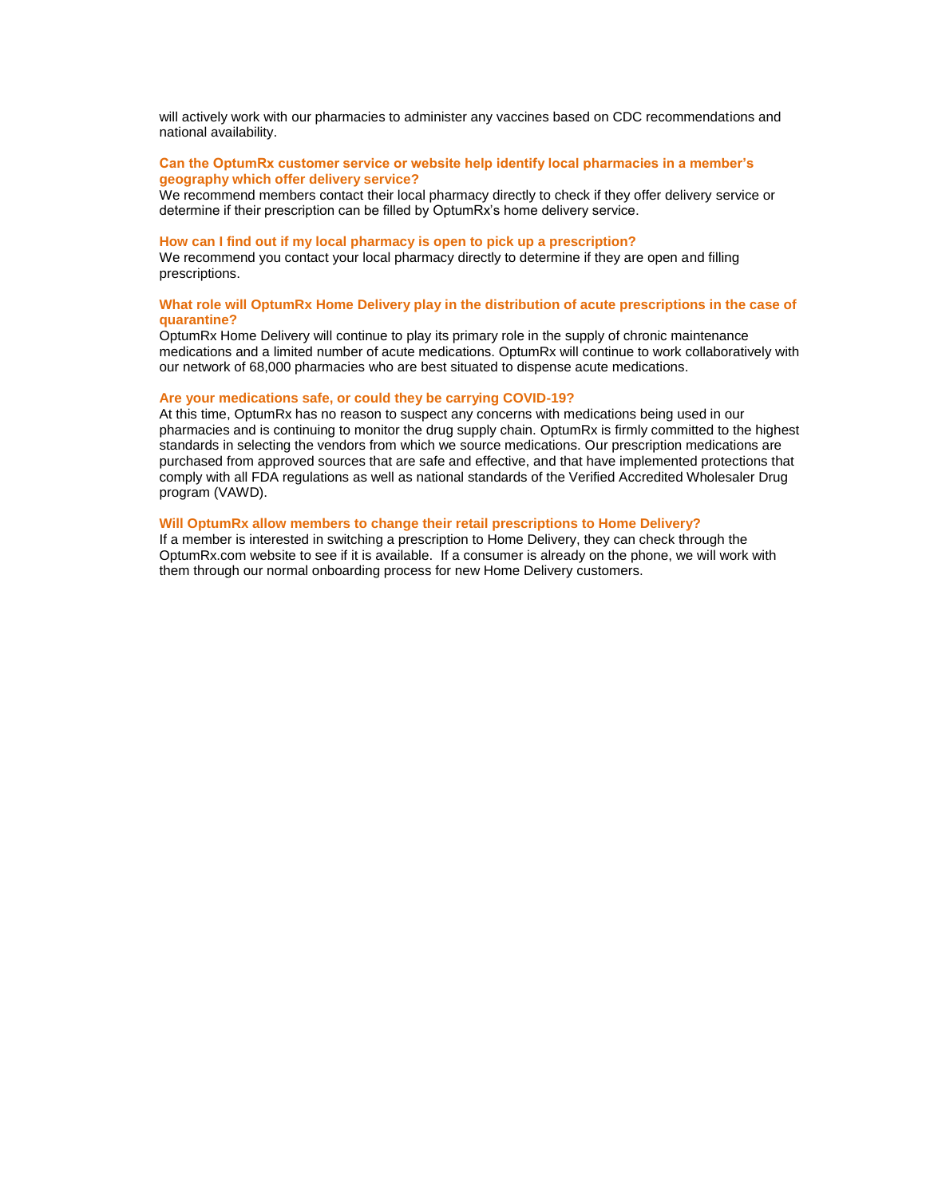will actively work with our pharmacies to administer any vaccines based on CDC recommendations and national availability.

**Can the OptumRx customer service or website help identify local pharmacies in a member's geography which offer delivery service?**
We recommend members contact their local pharmacy directly to check if they offer delivery service or determine if their prescription can be filled by OptumRx's home delivery service.

**How can I find out if my local pharmacy is open to pick up a prescription?**
We recommend you contact your local pharmacy directly to determine if they are open and filling prescriptions.

**What role will OptumRx Home Delivery play in the distribution of acute prescriptions in the case of quarantine?**
OptumRx Home Delivery will continue to play its primary role in the supply of chronic maintenance medications and a limited number of acute medications. OptumRx will continue to work collaboratively with our network of 68,000 pharmacies who are best situated to dispense acute medications.

**Are your medications safe, or could they be carrying COVID-19?**
At this time, OptumRx has no reason to suspect any concerns with medications being used in our pharmacies and is continuing to monitor the drug supply chain. OptumRx is firmly committed to the highest standards in selecting the vendors from which we source medications. Our prescription medications are purchased from approved sources that are safe and effective, and that have implemented protections that comply with all FDA regulations as well as national standards of the Verified Accredited Wholesaler Drug program (VAWD).

**Will OptumRx allow members to change their retail prescriptions to Home Delivery?**
If a member is interested in switching a prescription to Home Delivery, they can check through the OptumRx.com website to see if it is available. If a consumer is already on the phone, we will work with them through our normal onboarding process for new Home Delivery customers.